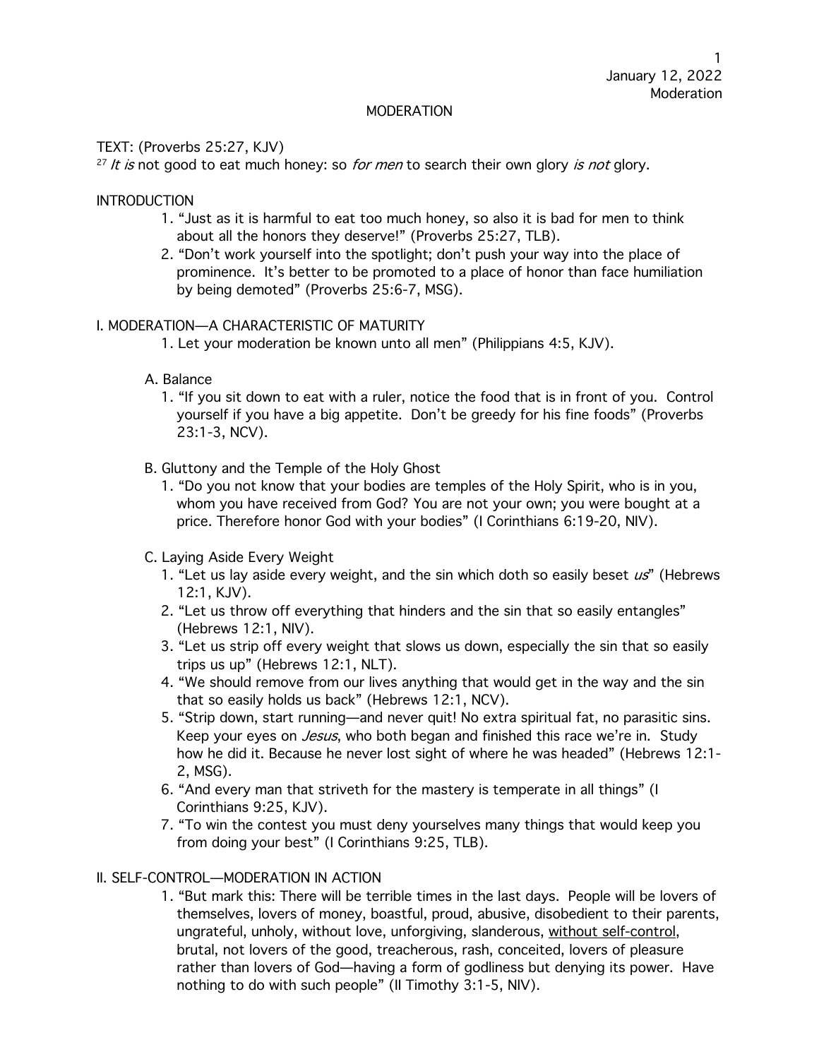# MODERATION

TEXT: (Proverbs 25:27, KJV)

27 *It is* not good to eat much honey: so *for men* to search their own glory *is not* glory.

## INTRODUCTION

1. "Just as it is harmful to eat too much honey, so also it is bad for men to think about all the honors they deserve!" (Proverbs 25:27, TLB).
2. "Don't work yourself into the spotlight; don't push your way into the place of prominence. It's better to be promoted to a place of honor than face humiliation by being demoted" (Proverbs 25:6-7, MSG).

## I. MODERATION—A CHARACTERISTIC OF MATURITY

1. Let your moderation be known unto all men" (Philippians 4:5, KJV).

### A. Balance

1. "If you sit down to eat with a ruler, notice the food that is in front of you. Control yourself if you have a big appetite. Don't be greedy for his fine foods" (Proverbs 23:1-3, NCV).

### B. Gluttony and the Temple of the Holy Ghost

1. "Do you not know that your bodies are temples of the Holy Spirit, who is in you, whom you have received from God? You are not your own; you were bought at a price. Therefore honor God with your bodies" (I Corinthians 6:19-20, NIV).

### C. Laying Aside Every Weight

1. "Let us lay aside every weight, and the sin which doth so easily beset *us*" (Hebrews 12:1, KJV).
2. "Let us throw off everything that hinders and the sin that so easily entangles" (Hebrews 12:1, NIV).
3. "Let us strip off every weight that slows us down, especially the sin that so easily trips us up" (Hebrews 12:1, NLT).
4. "We should remove from our lives anything that would get in the way and the sin that so easily holds us back" (Hebrews 12:1, NCV).
5. "Strip down, start running—and never quit! No extra spiritual fat, no parasitic sins. Keep your eyes on *Jesus*, who both began and finished this race we're in. Study how he did it. Because he never lost sight of where he was headed" (Hebrews 12:1-2, MSG).
6. "And every man that striveth for the mastery is temperate in all things" (I Corinthians 9:25, KJV).
7. "To win the contest you must deny yourselves many things that would keep you from doing your best" (I Corinthians 9:25, TLB).

## II. SELF-CONTROL—MODERATION IN ACTION

1. "But mark this: There will be terrible times in the last days. People will be lovers of themselves, lovers of money, boastful, proud, abusive, disobedient to their parents, ungrateful, unholy, without love, unforgiving, slanderous, <u>without self-control</u>, brutal, not lovers of the good, treacherous, rash, conceited, lovers of pleasure rather than lovers of God—having a form of godliness but denying its power. Have nothing to do with such people" (II Timothy 3:1-5, NIV).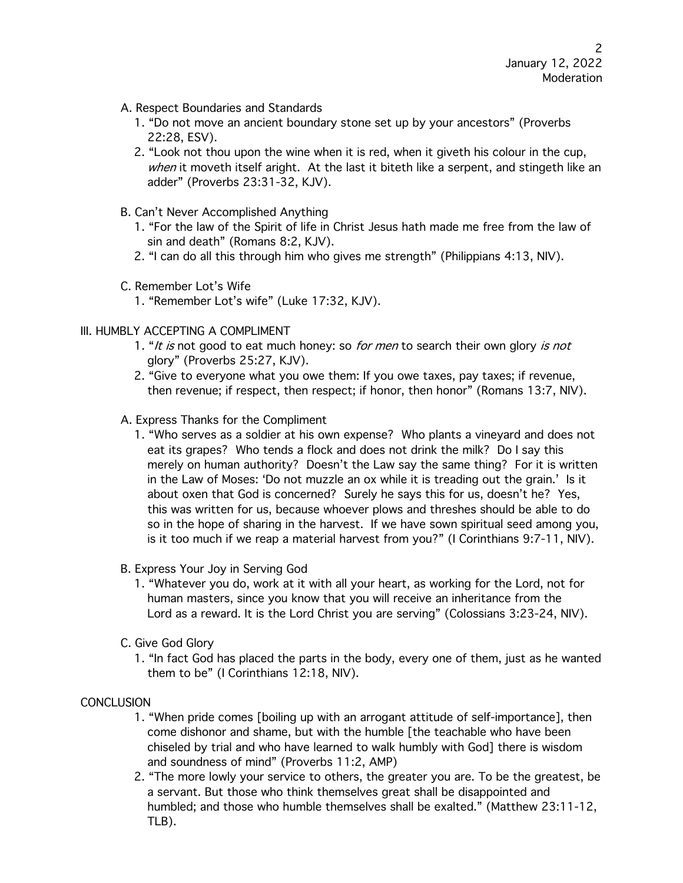A. Respect Boundaries and Standards

1. "Do not move an ancient boundary stone set up by your ancestors" (Proverbs 22:28, ESV).
2. "Look not thou upon the wine when it is red, when it giveth his colour in the cup, *when* it moveth itself aright. At the last it biteth like a serpent, and stingeth like an adder" (Proverbs 23:31-32, KJV).

B. Can't Never Accomplished Anything

1. "For the law of the Spirit of life in Christ Jesus hath made me free from the law of sin and death" (Romans 8:2, KJV).
2. "I can do all this through him who gives me strength" (Philippians 4:13, NIV).

C. Remember Lot's Wife

1. "Remember Lot's wife" (Luke 17:32, KJV).

III. HUMBLY ACCEPTING A COMPLIMENT

1. "*It is* not good to eat much honey: so *for men* to search their own glory *is not* glory" (Proverbs 25:27, KJV).
2. "Give to everyone what you owe them: If you owe taxes, pay taxes; if revenue, then revenue; if respect, then respect; if honor, then honor" (Romans 13:7, NIV).

A. Express Thanks for the Compliment

1. "Who serves as a soldier at his own expense? Who plants a vineyard and does not eat its grapes? Who tends a flock and does not drink the milk? Do I say this merely on human authority? Doesn't the Law say the same thing? For it is written in the Law of Moses: 'Do not muzzle an ox while it is treading out the grain.' Is it about oxen that God is concerned? Surely he says this for us, doesn't he? Yes, this was written for us, because whoever plows and threshes should be able to do so in the hope of sharing in the harvest. If we have sown spiritual seed among you, is it too much if we reap a material harvest from you?" (I Corinthians 9:7-11, NIV).

B. Express Your Joy in Serving God

1. "Whatever you do, work at it with all your heart, as working for the Lord, not for human masters, since you know that you will receive an inheritance from the Lord as a reward. It is the Lord Christ you are serving" (Colossians 3:23-24, NIV).

C. Give God Glory

1. "In fact God has placed the parts in the body, every one of them, just as he wanted them to be" (I Corinthians 12:18, NIV).

CONCLUSION

1. "When pride comes [boiling up with an arrogant attitude of self-importance], then come dishonor and shame, but with the humble [the teachable who have been chiseled by trial and who have learned to walk humbly with God] there is wisdom and soundness of mind" (Proverbs 11:2, AMP)
2. "The more lowly your service to others, the greater you are. To be the greatest, be a servant. But those who think themselves great shall be disappointed and humbled; and those who humble themselves shall be exalted." (Matthew 23:11-12, TLB).